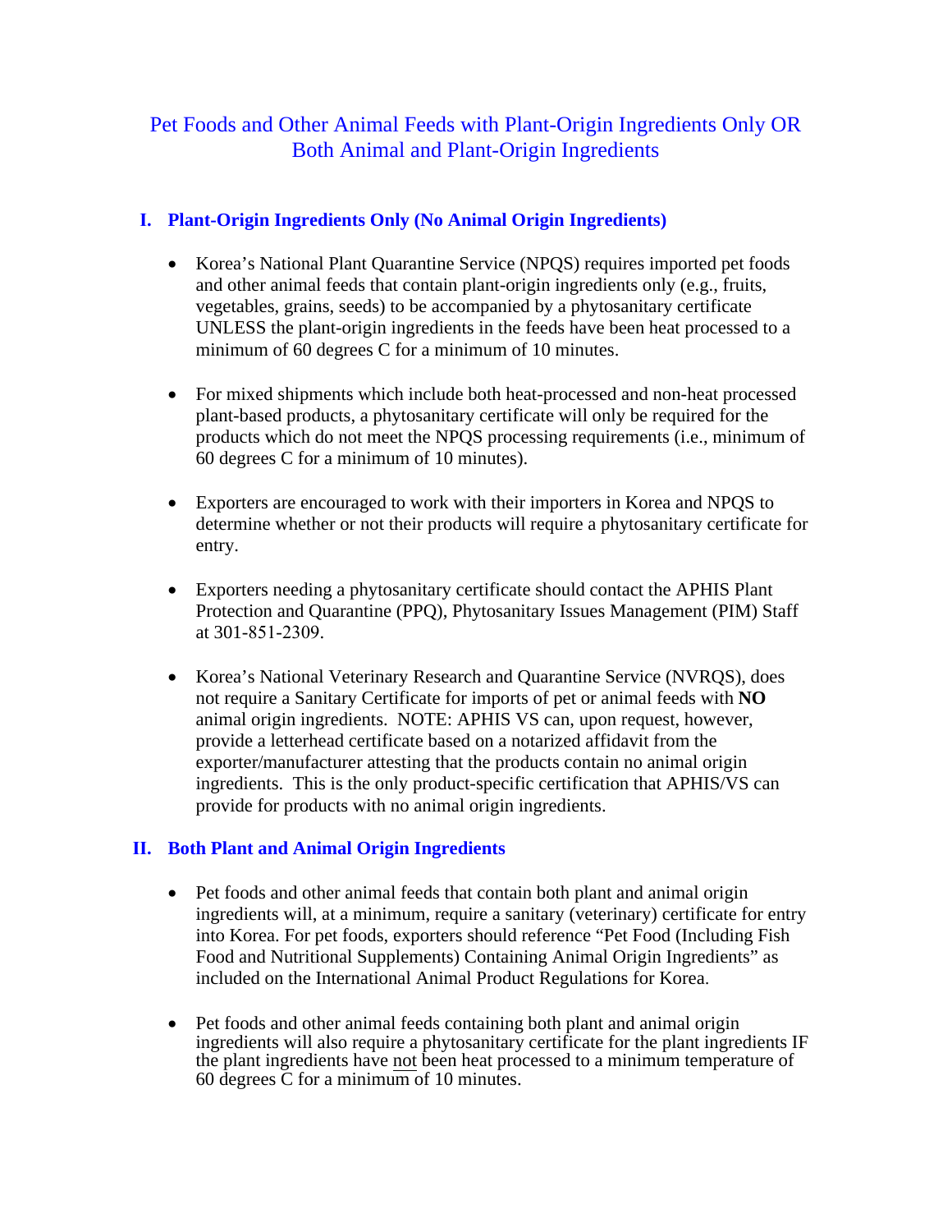# Pet Foods and Other Animal Feeds with Plant-Origin Ingredients Only OR Both Animal and Plant-Origin Ingredients

## I. Plant-Origin Ingredients Only (No Animal Origin Ingredients)

- Korea's National Plant Quarantine Service (NPQS) requires imported pet foods and other animal feeds that contain plant-origin ingredients only (e.g., fruits, vegetables, grains, seeds) to be accompanied by a phytosanitary certificate UNLESS the plant-origin ingredients in the feeds have been heat processed to a minimum of 60 degrees C for a minimum of 10 minutes.

- For mixed shipments which include both heat-processed and non-heat processed plant-based products, a phytosanitary certificate will only be required for the products which do not meet the NPQS processing requirements (i.e., minimum of 60 degrees C for a minimum of 10 minutes).

- Exporters are encouraged to work with their importers in Korea and NPQS to determine whether or not their products will require a phytosanitary certificate for entry.

- Exporters needing a phytosanitary certificate should contact the APHIS Plant Protection and Quarantine (PPQ), Phytosanitary Issues Management (PIM) Staff at 301-851-2309.

- Korea's National Veterinary Research and Quarantine Service (NVRQS), does not require a Sanitary Certificate for imports of pet or animal feeds with **NO** animal origin ingredients. NOTE: APHIS VS can, upon request, however, provide a letterhead certificate based on a notarized affidavit from the exporter/manufacturer attesting that the products contain no animal origin ingredients. This is the only product-specific certification that APHIS/VS can provide for products with no animal origin ingredients.

## II. Both Plant and Animal Origin Ingredients

- Pet foods and other animal feeds that contain both plant and animal origin ingredients will, at a minimum, require a sanitary (veterinary) certificate for entry into Korea. For pet foods, exporters should reference "Pet Food (Including Fish Food and Nutritional Supplements) Containing Animal Origin Ingredients" as included on the International Animal Product Regulations for Korea.

- Pet foods and other animal feeds containing both plant and animal origin ingredients will also require a phytosanitary certificate for the plant ingredients IF the plant ingredients have not been heat processed to a minimum temperature of 60 degrees C for a minimum of 10 minutes.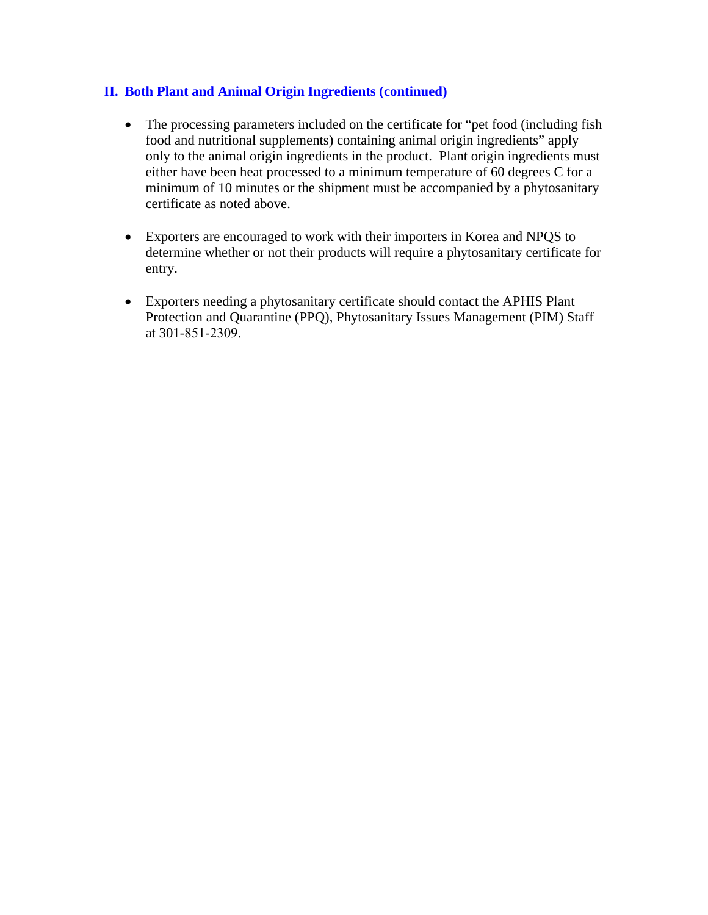## II. Both Plant and Animal Origin Ingredients (continued)

- The processing parameters included on the certificate for "pet food (including fish food and nutritional supplements) containing animal origin ingredients" apply only to the animal origin ingredients in the product. Plant origin ingredients must either have been heat processed to a minimum temperature of 60 degrees C for a minimum of 10 minutes or the shipment must be accompanied by a phytosanitary certificate as noted above.

- Exporters are encouraged to work with their importers in Korea and NPQS to determine whether or not their products will require a phytosanitary certificate for entry.

- Exporters needing a phytosanitary certificate should contact the APHIS Plant Protection and Quarantine (PPQ), Phytosanitary Issues Management (PIM) Staff at 301-851-2309.